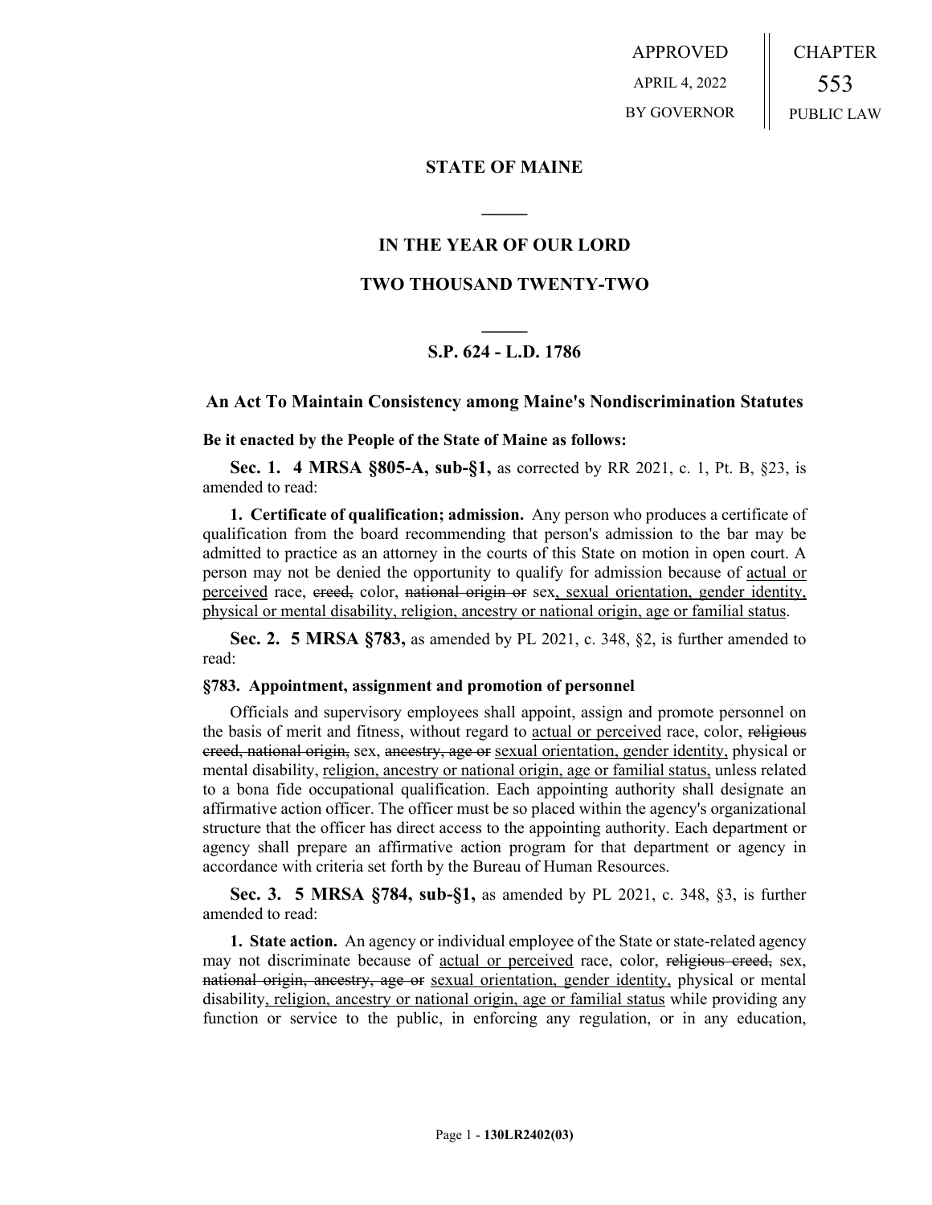APPROVED
APRIL 4, 2022
BY GOVERNOR

CHAPTER
553
PUBLIC LAW

## STATE OF MAINE

## IN THE YEAR OF OUR LORD

## TWO THOUSAND TWENTY-TWO

## S.P. 624 - L.D. 1786

### An Act To Maintain Consistency among Maine's Nondiscrimination Statutes

**Be it enacted by the People of the State of Maine as follows:**

**Sec. 1. 4 MRSA §805-A, sub-§1,** as corrected by RR 2021, c. 1, Pt. B, §23, is amended to read:

**1. Certificate of qualification; admission.** Any person who produces a certificate of qualification from the board recommending that person's admission to the bar may be admitted to practice as an attorney in the courts of this State on motion in open court. A person may not be denied the opportunity to qualify for admission because of <u>actual or perceived</u> race, ~~creed,~~ color, ~~national origin or~~ sex<u>, sexual orientation, gender identity, physical or mental disability, religion, ancestry or national origin, age or familial status</u>.

**Sec. 2. 5 MRSA §783,** as amended by PL 2021, c. 348, §2, is further amended to read:

**§783. Appointment, assignment and promotion of personnel**

Officials and supervisory employees shall appoint, assign and promote personnel on the basis of merit and fitness, without regard to <u>actual or perceived</u> race, color, ~~religious creed, national origin,~~ sex, ~~ancestry, age or~~ <u>sexual orientation, gender identity,</u> physical or mental disability, <u>religion, ancestry or national origin, age or familial status,</u> unless related to a bona fide occupational qualification. Each appointing authority shall designate an affirmative action officer. The officer must be so placed within the agency's organizational structure that the officer has direct access to the appointing authority. Each department or agency shall prepare an affirmative action program for that department or agency in accordance with criteria set forth by the Bureau of Human Resources.

**Sec. 3. 5 MRSA §784, sub-§1,** as amended by PL 2021, c. 348, §3, is further amended to read:

**1. State action.** An agency or individual employee of the State or state-related agency may not discriminate because of <u>actual or perceived</u> race, color, ~~religious creed,~~ sex, ~~national origin, ancestry, age or~~ <u>sexual orientation, gender identity,</u> physical or mental disability<u>, religion, ancestry or national origin, age or familial status</u> while providing any function or service to the public, in enforcing any regulation, or in any education,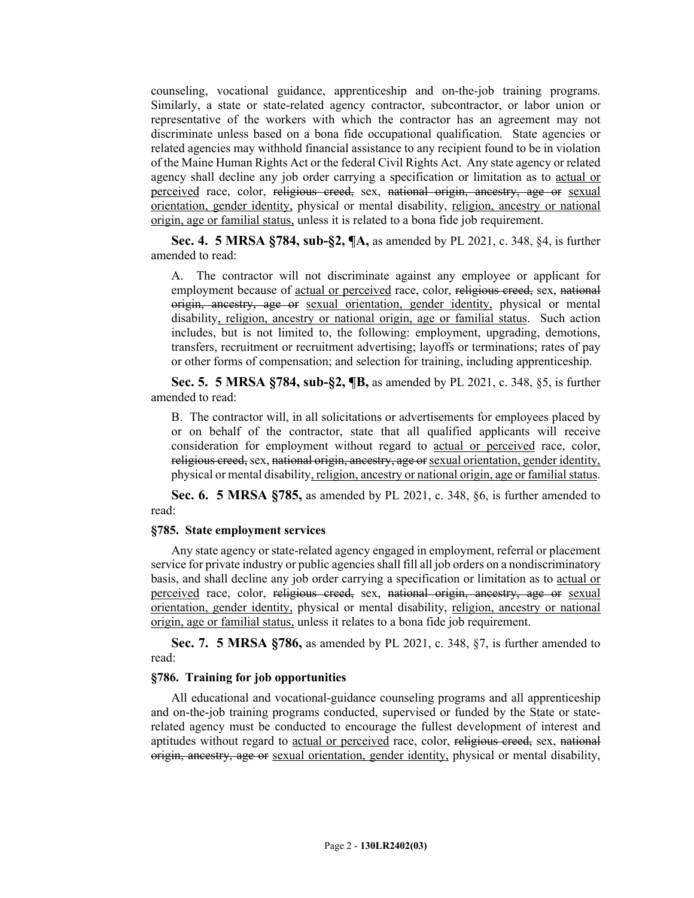counseling, vocational guidance, apprenticeship and on-the-job training programs. Similarly, a state or state-related agency contractor, subcontractor, or labor union or representative of the workers with which the contractor has an agreement may not discriminate unless based on a bona fide occupational qualification. State agencies or related agencies may withhold financial assistance to any recipient found to be in violation of the Maine Human Rights Act or the federal Civil Rights Act. Any state agency or related agency shall decline any job order carrying a specification or limitation as to <u>actual or perceived</u> race, color, ~~religious creed,~~ sex, ~~national origin, ancestry, age or~~ <u>sexual orientation, gender identity,</u> physical or mental disability, <u>religion, ancestry or national origin, age or familial status,</u> unless it is related to a bona fide job requirement.

**Sec. 4. 5 MRSA §784, sub-§2, ¶A,** as amended by PL 2021, c. 348, §4, is further amended to read:

A. The contractor will not discriminate against any employee or applicant for employment because of <u>actual or perceived</u> race, color, ~~religious creed,~~ sex, ~~national origin, ancestry, age or~~ <u>sexual orientation, gender identity,</u> physical or mental disability<u>, religion, ancestry or national origin, age or familial status</u>. Such action includes, but is not limited to, the following: employment, upgrading, demotions, transfers, recruitment or recruitment advertising; layoffs or terminations; rates of pay or other forms of compensation; and selection for training, including apprenticeship.

**Sec. 5. 5 MRSA §784, sub-§2, ¶B,** as amended by PL 2021, c. 348, §5, is further amended to read:

B. The contractor will, in all solicitations or advertisements for employees placed by or on behalf of the contractor, state that all qualified applicants will receive consideration for employment without regard to <u>actual or perceived</u> race, color, ~~religious creed,~~ sex, ~~national origin, ancestry, age or~~ <u>sexual orientation, gender identity,</u> physical or mental disability<u>, religion, ancestry or national origin, age or familial status</u>.

**Sec. 6. 5 MRSA §785,** as amended by PL 2021, c. 348, §6, is further amended to read:

**§785. State employment services**

Any state agency or state-related agency engaged in employment, referral or placement service for private industry or public agencies shall fill all job orders on a nondiscriminatory basis, and shall decline any job order carrying a specification or limitation as to <u>actual or perceived</u> race, color, ~~religious creed,~~ sex, ~~national origin, ancestry, age or~~ <u>sexual orientation, gender identity,</u> physical or mental disability, <u>religion, ancestry or national origin, age or familial status,</u> unless it relates to a bona fide job requirement.

**Sec. 7. 5 MRSA §786,** as amended by PL 2021, c. 348, §7, is further amended to read:

**§786. Training for job opportunities**

All educational and vocational-guidance counseling programs and all apprenticeship and on-the-job training programs conducted, supervised or funded by the State or state-related agency must be conducted to encourage the fullest development of interest and aptitudes without regard to <u>actual or perceived</u> race, color, ~~religious creed,~~ sex, ~~national origin, ancestry, age or~~ <u>sexual orientation, gender identity,</u> physical or mental disability,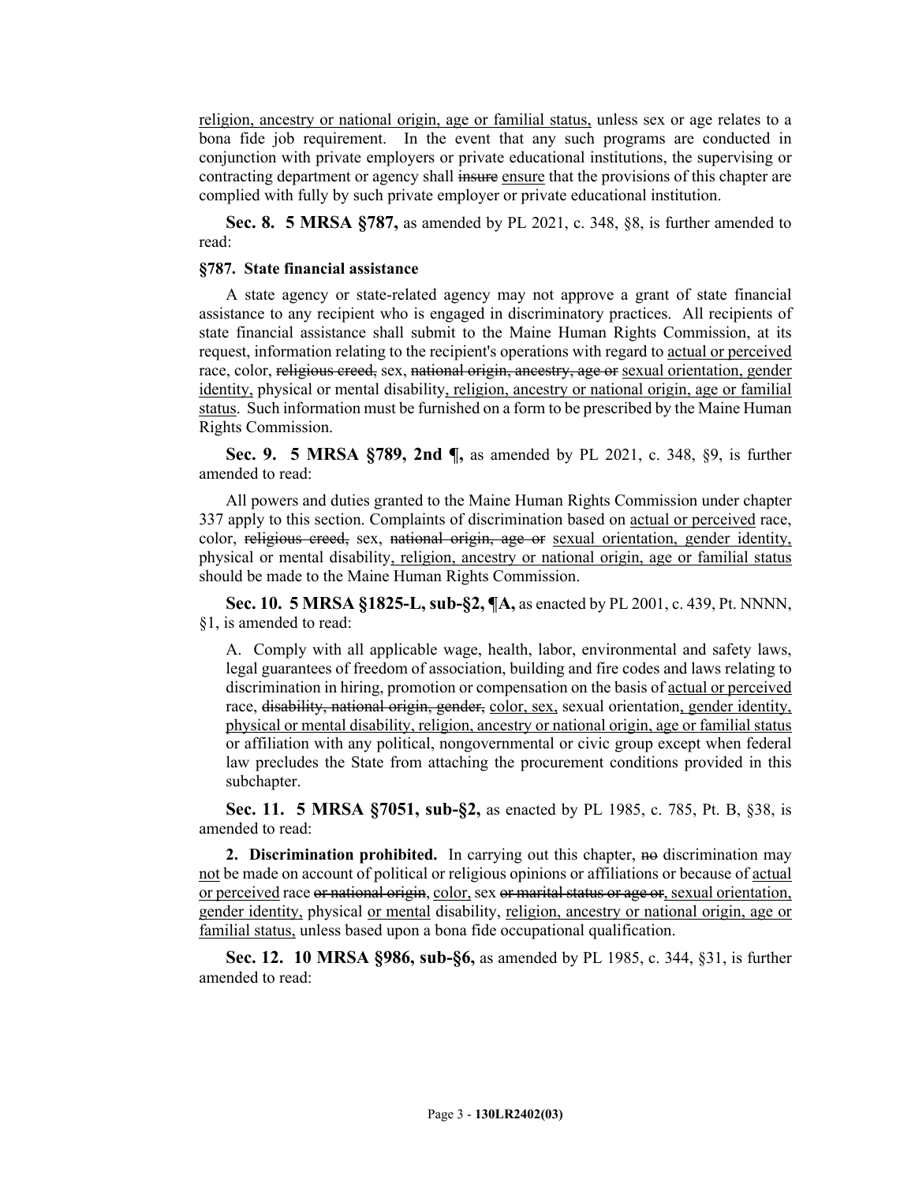religion, ancestry or national origin, age or familial status, unless sex or age relates to a bona fide job requirement. In the event that any such programs are conducted in conjunction with private employers or private educational institutions, the supervising or contracting department or agency shall ~~insure~~ ensure that the provisions of this chapter are complied with fully by such private employer or private educational institution.

**Sec. 8. 5 MRSA §787,** as amended by PL 2021, c. 348, §8, is further amended to read:

**§787. State financial assistance**

A state agency or state-related agency may not approve a grant of state financial assistance to any recipient who is engaged in discriminatory practices. All recipients of state financial assistance shall submit to the Maine Human Rights Commission, at its request, information relating to the recipient's operations with regard to actual or perceived race, color, ~~religious creed,~~ sex, ~~national origin, ancestry, age or~~ sexual orientation, gender identity, physical or mental disability, religion, ancestry or national origin, age or familial status. Such information must be furnished on a form to be prescribed by the Maine Human Rights Commission.

**Sec. 9. 5 MRSA §789, 2nd ¶,** as amended by PL 2021, c. 348, §9, is further amended to read:

All powers and duties granted to the Maine Human Rights Commission under chapter 337 apply to this section. Complaints of discrimination based on actual or perceived race, color, ~~religious creed,~~ sex, ~~national origin, age or~~ sexual orientation, gender identity, physical or mental disability, religion, ancestry or national origin, age or familial status should be made to the Maine Human Rights Commission.

**Sec. 10. 5 MRSA §1825-L, sub-§2, ¶A,** as enacted by PL 2001, c. 439, Pt. NNNN, §1, is amended to read:

A. Comply with all applicable wage, health, labor, environmental and safety laws, legal guarantees of freedom of association, building and fire codes and laws relating to discrimination in hiring, promotion or compensation on the basis of actual or perceived race, ~~disability, national origin, gender,~~ color, sex, sexual orientation, gender identity, physical or mental disability, religion, ancestry or national origin, age or familial status or affiliation with any political, nongovernmental or civic group except when federal law precludes the State from attaching the procurement conditions provided in this subchapter.

**Sec. 11. 5 MRSA §7051, sub-§2,** as enacted by PL 1985, c. 785, Pt. B, §38, is amended to read:

**2. Discrimination prohibited.** In carrying out this chapter, ~~no~~ discrimination may not be made on account of political or religious opinions or affiliations or because of actual or perceived race ~~or national origin~~, color, sex ~~or marital status or age or~~, sexual orientation, gender identity, physical or mental disability, religion, ancestry or national origin, age or familial status, unless based upon a bona fide occupational qualification.

**Sec. 12. 10 MRSA §986, sub-§6,** as amended by PL 1985, c. 344, §31, is further amended to read: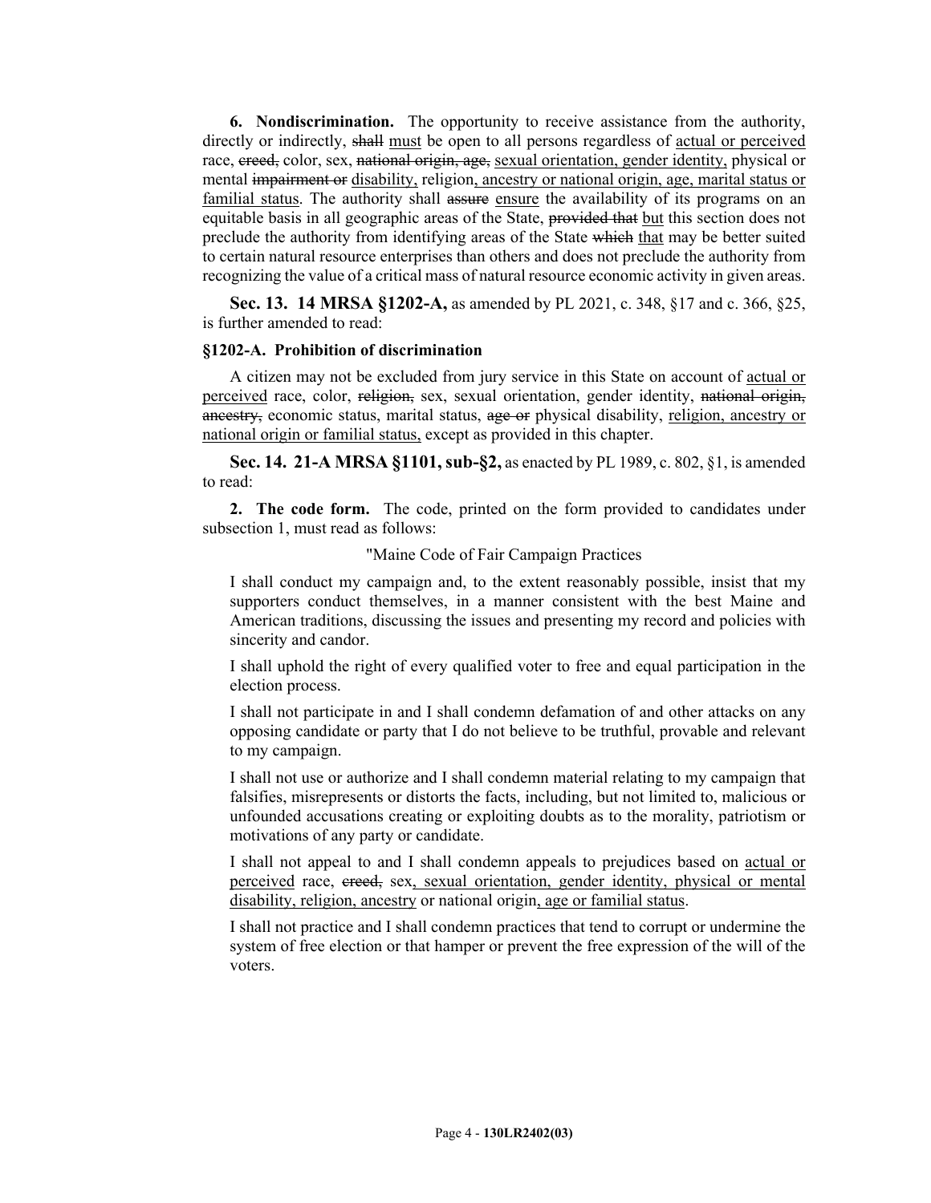**6. Nondiscrimination.** The opportunity to receive assistance from the authority, directly or indirectly, ~~shall~~ <u>must</u> be open to all persons regardless of <u>actual or perceived</u> race, ~~creed,~~ color, sex, ~~national origin, age,~~ <u>sexual orientation, gender identity,</u> physical or mental ~~impairment or~~ <u>disability,</u> religion<u>, ancestry or national origin, age, marital status or familial status</u>. The authority shall ~~assure~~ <u>ensure</u> the availability of its programs on an equitable basis in all geographic areas of the State, ~~provided that~~ <u>but</u> this section does not preclude the authority from identifying areas of the State ~~which~~ <u>that</u> may be better suited to certain natural resource enterprises than others and does not preclude the authority from recognizing the value of a critical mass of natural resource economic activity in given areas.

**Sec. 13. 14 MRSA §1202-A,** as amended by PL 2021, c. 348, §17 and c. 366, §25, is further amended to read:

**§1202-A. Prohibition of discrimination**

A citizen may not be excluded from jury service in this State on account of <u>actual or perceived</u> race, color, ~~religion,~~ sex, sexual orientation, gender identity, ~~national origin, ancestry,~~ economic status, marital status, ~~age or~~ physical disability, <u>religion, ancestry or national origin or familial status,</u> except as provided in this chapter.

**Sec. 14. 21-A MRSA §1101, sub-§2,** as enacted by PL 1989, c. 802, §1, is amended to read:

**2. The code form.** The code, printed on the form provided to candidates under subsection 1, must read as follows:

"Maine Code of Fair Campaign Practices

I shall conduct my campaign and, to the extent reasonably possible, insist that my supporters conduct themselves, in a manner consistent with the best Maine and American traditions, discussing the issues and presenting my record and policies with sincerity and candor.

I shall uphold the right of every qualified voter to free and equal participation in the election process.

I shall not participate in and I shall condemn defamation of and other attacks on any opposing candidate or party that I do not believe to be truthful, provable and relevant to my campaign.

I shall not use or authorize and I shall condemn material relating to my campaign that falsifies, misrepresents or distorts the facts, including, but not limited to, malicious or unfounded accusations creating or exploiting doubts as to the morality, patriotism or motivations of any party or candidate.

I shall not appeal to and I shall condemn appeals to prejudices based on <u>actual or perceived</u> race, ~~creed,~~ sex<u>, sexual orientation, gender identity, physical or mental disability, religion, ancestry</u> or national origin<u>, age or familial status</u>.

I shall not practice and I shall condemn practices that tend to corrupt or undermine the system of free election or that hamper or prevent the free expression of the will of the voters.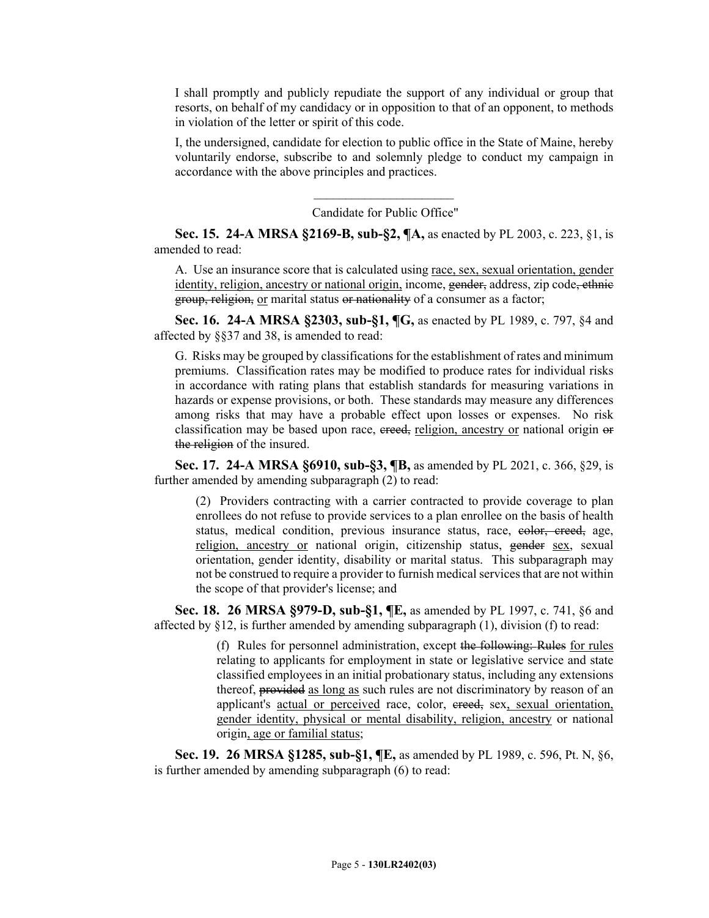I shall promptly and publicly repudiate the support of any individual or group that resorts, on behalf of my candidacy or in opposition to that of an opponent, to methods in violation of the letter or spirit of this code.

I, the undersigned, candidate for election to public office in the State of Maine, hereby voluntarily endorse, subscribe to and solemnly pledge to conduct my campaign in accordance with the above principles and practices.

\_\_\_\_\_\_\_\_\_\_\_\_\_\_\_\_\_\_\_\_\_\_\_\_

Candidate for Public Office"

**Sec. 15. 24-A MRSA §2169-B, sub-§2, ¶A,** as enacted by PL 2003, c. 223, §1, is amended to read:

A. Use an insurance score that is calculated using race, sex, sexual orientation, gender identity, religion, ancestry or national origin, income, ~~gender,~~ address, zip code~~, ethnic group, religion,~~ or marital status ~~or nationality~~ of a consumer as a factor;

**Sec. 16. 24-A MRSA §2303, sub-§1, ¶G,** as enacted by PL 1989, c. 797, §4 and affected by §§37 and 38, is amended to read:

G. Risks may be grouped by classifications for the establishment of rates and minimum premiums. Classification rates may be modified to produce rates for individual risks in accordance with rating plans that establish standards for measuring variations in hazards or expense provisions, or both. These standards may measure any differences among risks that may have a probable effect upon losses or expenses. No risk classification may be based upon race, ~~creed,~~ religion, ancestry or national origin ~~or the religion~~ of the insured.

**Sec. 17. 24-A MRSA §6910, sub-§3, ¶B,** as amended by PL 2021, c. 366, §29, is further amended by amending subparagraph (2) to read:

(2) Providers contracting with a carrier contracted to provide coverage to plan enrollees do not refuse to provide services to a plan enrollee on the basis of health status, medical condition, previous insurance status, race, ~~color, creed,~~ age, religion, ancestry or national origin, citizenship status, ~~gender~~ sex, sexual orientation, gender identity, disability or marital status. This subparagraph may not be construed to require a provider to furnish medical services that are not within the scope of that provider's license; and

**Sec. 18. 26 MRSA §979-D, sub-§1, ¶E,** as amended by PL 1997, c. 741, §6 and affected by §12, is further amended by amending subparagraph (1), division (f) to read:

(f) Rules for personnel administration, except ~~the following: Rules~~ for rules relating to applicants for employment in state or legislative service and state classified employees in an initial probationary status, including any extensions thereof, ~~provided~~ as long as such rules are not discriminatory by reason of an applicant's actual or perceived race, color, ~~creed,~~ sex, sexual orientation, gender identity, physical or mental disability, religion, ancestry or national origin, age or familial status;

**Sec. 19. 26 MRSA §1285, sub-§1, ¶E,** as amended by PL 1989, c. 596, Pt. N, §6, is further amended by amending subparagraph (6) to read: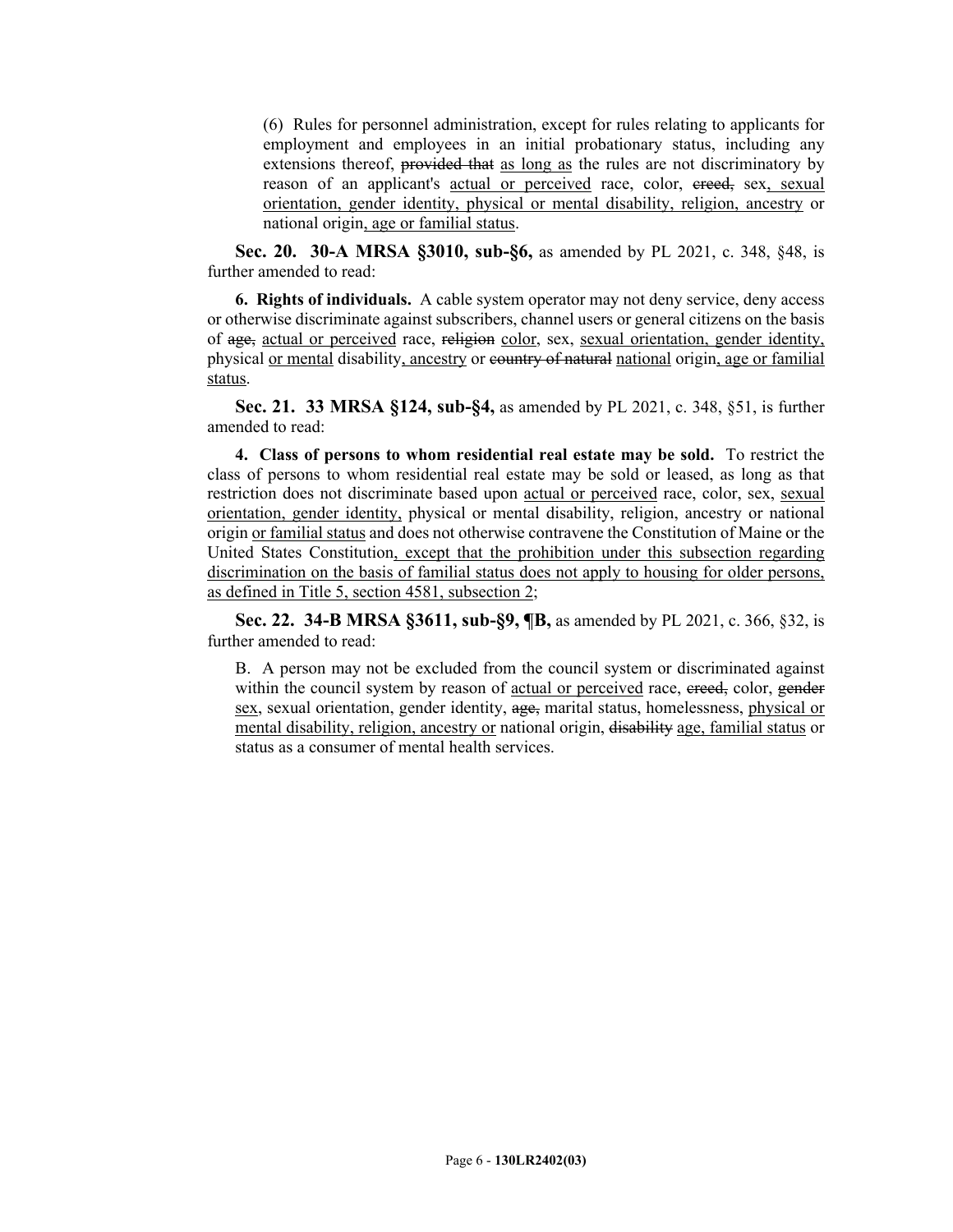(6) Rules for personnel administration, except for rules relating to applicants for employment and employees in an initial probationary status, including any extensions thereof, ~~provided that~~ as long as the rules are not discriminatory by reason of an applicant's actual or perceived race, color, ~~creed,~~ sex, sexual orientation, gender identity, physical or mental disability, religion, ancestry or national origin, age or familial status.

**Sec. 20. 30-A MRSA §3010, sub-§6,** as amended by PL 2021, c. 348, §48, is further amended to read:

**6. Rights of individuals.** A cable system operator may not deny service, deny access or otherwise discriminate against subscribers, channel users or general citizens on the basis of ~~age,~~ actual or perceived race, ~~religion~~ color, sex, sexual orientation, gender identity, physical or mental disability, ancestry or ~~country of natural~~ national origin, age or familial status.

**Sec. 21. 33 MRSA §124, sub-§4,** as amended by PL 2021, c. 348, §51, is further amended to read:

**4. Class of persons to whom residential real estate may be sold.** To restrict the class of persons to whom residential real estate may be sold or leased, as long as that restriction does not discriminate based upon actual or perceived race, color, sex, sexual orientation, gender identity, physical or mental disability, religion, ancestry or national origin or familial status and does not otherwise contravene the Constitution of Maine or the United States Constitution, except that the prohibition under this subsection regarding discrimination on the basis of familial status does not apply to housing for older persons, as defined in Title 5, section 4581, subsection 2;

**Sec. 22. 34-B MRSA §3611, sub-§9, ¶B,** as amended by PL 2021, c. 366, §32, is further amended to read:

B. A person may not be excluded from the council system or discriminated against within the council system by reason of actual or perceived race, ~~creed,~~ color, ~~gender~~ sex, sexual orientation, gender identity, ~~age,~~ marital status, homelessness, physical or mental disability, religion, ancestry or national origin, ~~disability~~ age, familial status or status as a consumer of mental health services.